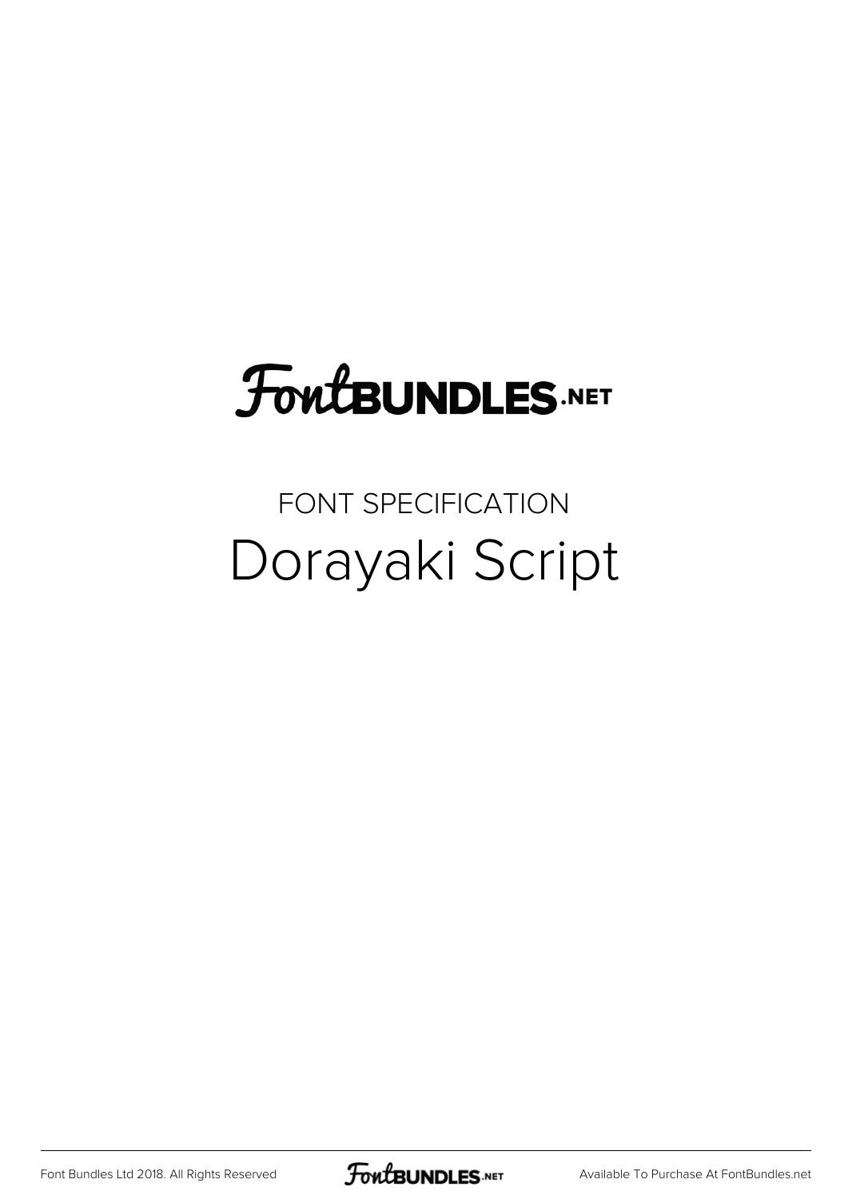FontBUNDLES.NET

FONT SPECIFICATION

# Dorayaki Script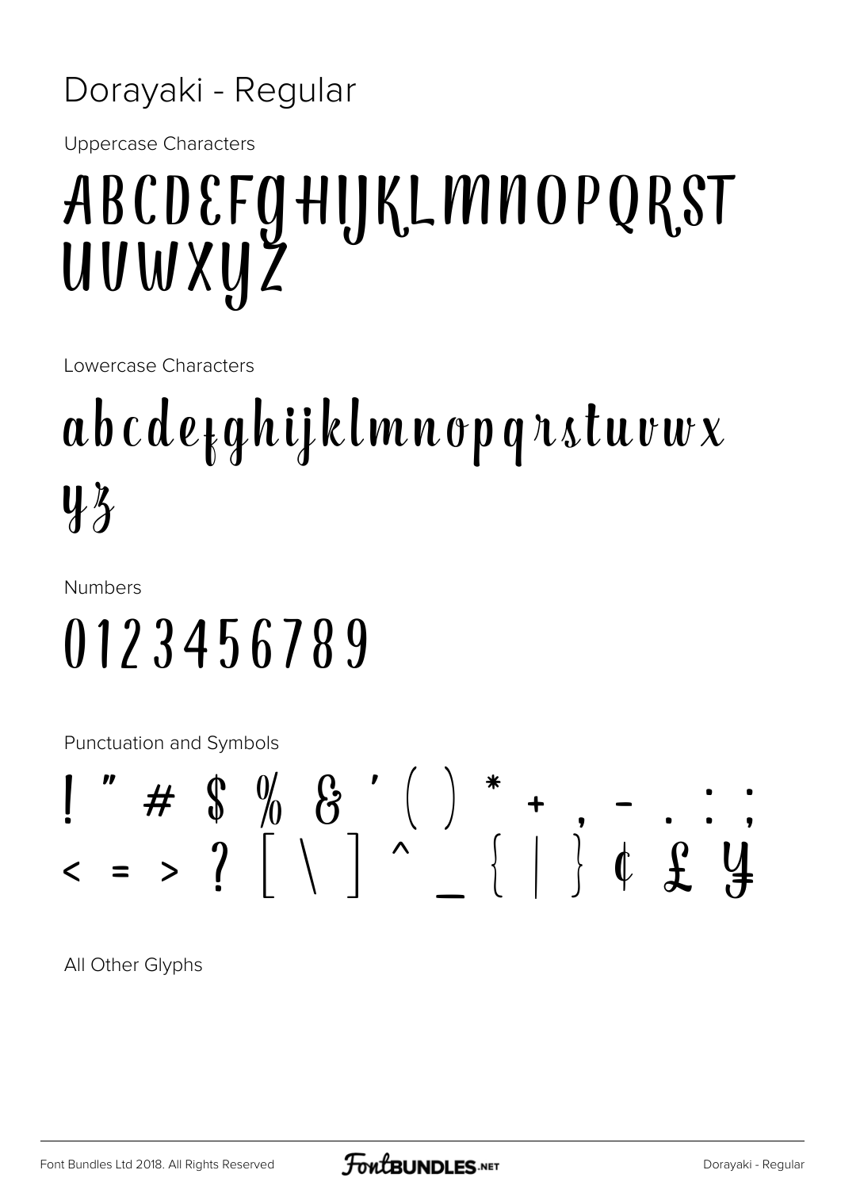# Dorayaki - Regular

Uppercase Characters

ABCDEFGHIJKLMNOPQRST
UVWXYZ

Lowercase Characters

abcdefghijklmnopqrstuvwx
yz

Numbers

0123456789

Punctuation and Symbols

! " # $ % & ' ( ) * + , - . : ;
< = > ? [ \ ] ^ _ { | } ¢ £ ¥

All Other Glyphs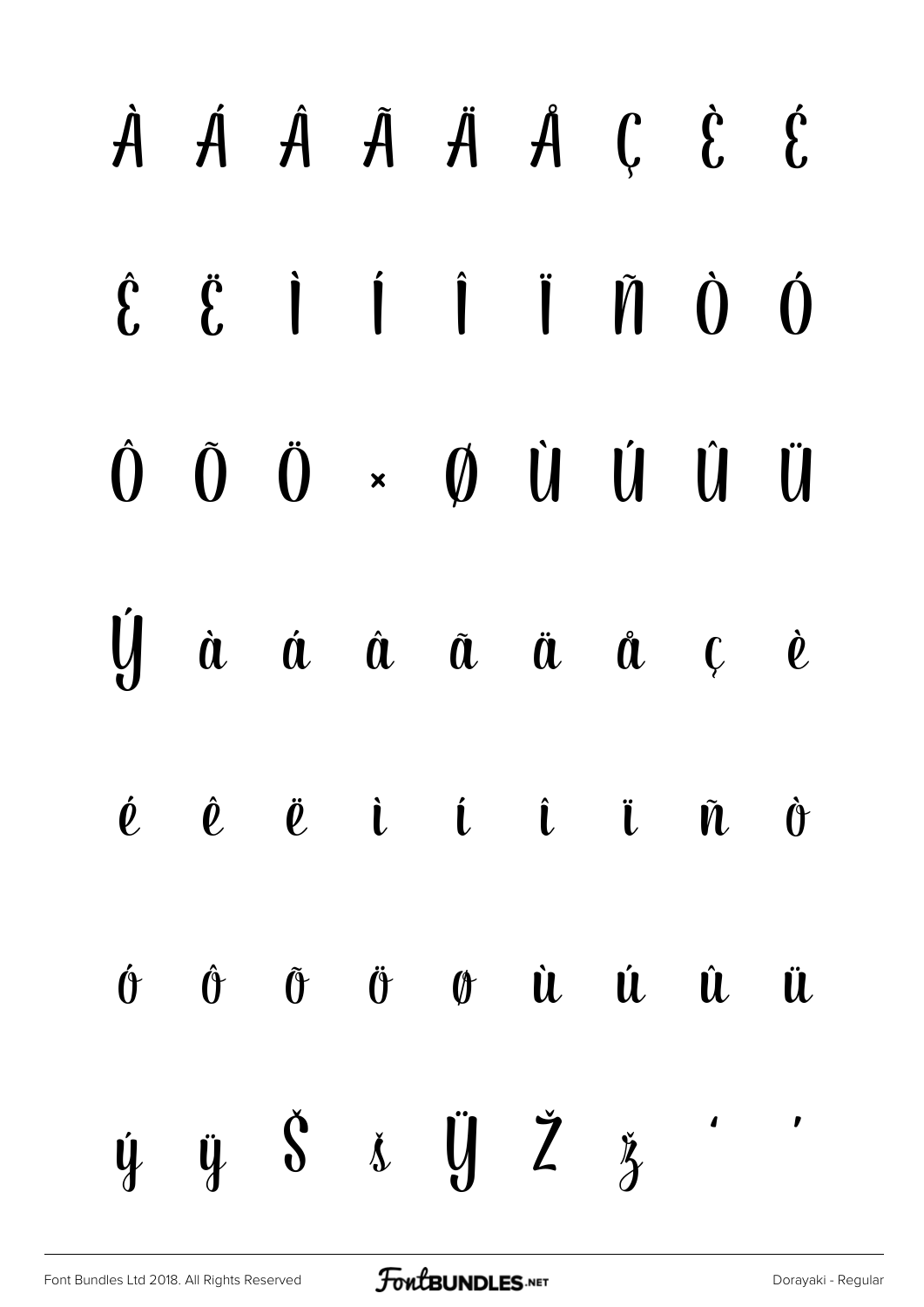À Á Â Ã Ä Å Ç È É

Ê Ë Ì Í Î Ï Ñ Ò Ó

Ô Õ Ö × Ø Ù Ú Û Ü

Ý à á â ã ä å ç è

é ê ë ì í î ï ñ ò

ó ô õ ö ø ù ú û ü

ý ÿ Š š Ÿ Ž ž ‘ ’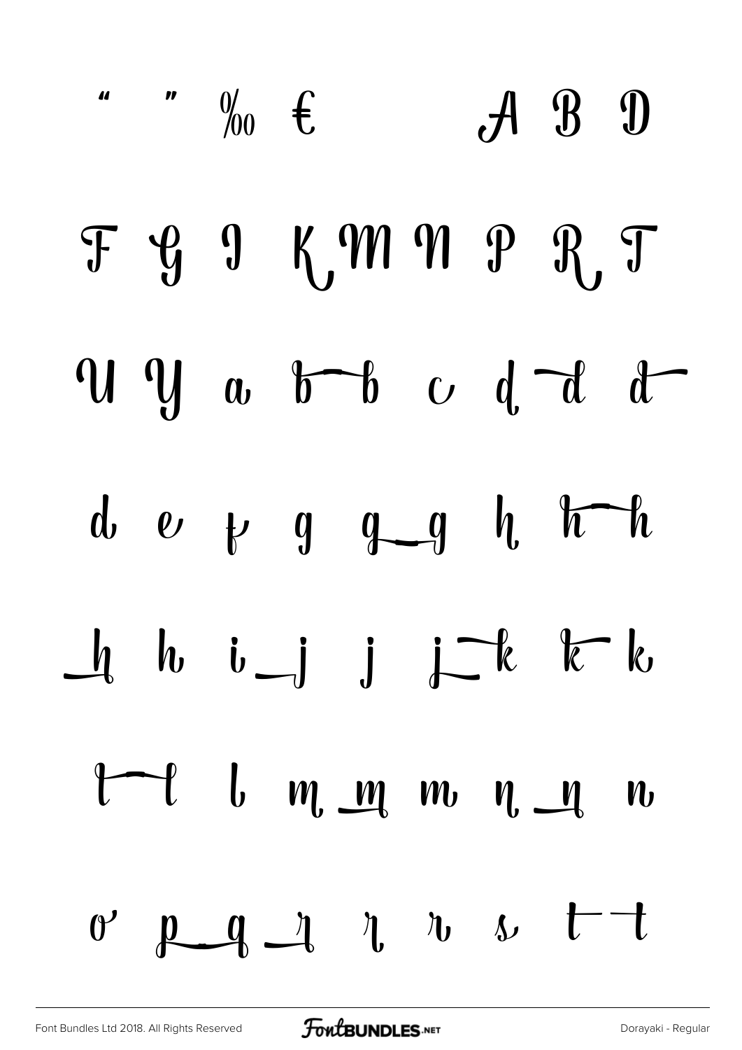" " ‰ €   A B D

F G I K M N P R T

U Y a b b c d d d

d e f g g g h h h

h h i j j j k k k

l l l m m m n n n

o p q r r r s t t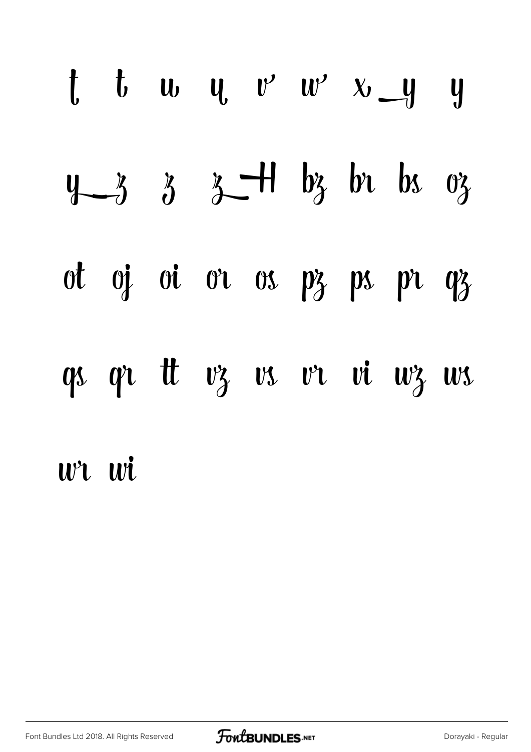t t u u v w x_y y

y_z z z_H bz br bs oz

ot oj oi or os pz ps pr qz

qs qr tt vz vs vr vi wz ws

wr wi